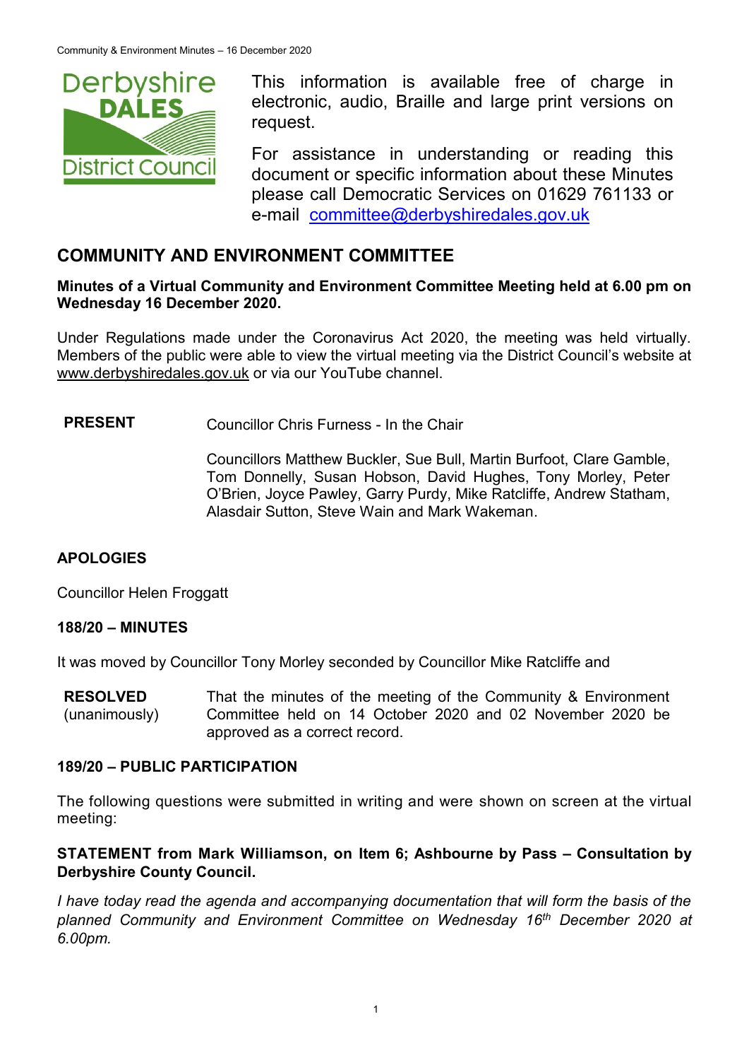This information is available free of charge in electronic, audio, Braille and large print versions on request.

For assistance in understanding or reading this document or specific information about these Minutes please call Democratic Services on 01629 761133 or e-mail [committee@derbyshiredales.gov.uk](mailto:committee@derbyshiredales.gov.uk)

# COMMUNITY AND ENVIRONMENT COMMITTEE

**Minutes of a Virtual Community and Environment Committee Meeting held at 6.00 pm on Wednesday 16 December 2020.**

Under Regulations made under the Coronavirus Act 2020, the meeting was held virtually. Members of the public were able to view the virtual meeting via the District Council's website at www.derbyshiredales.gov.uk or via our YouTube channel.

**PRESENT** Councillor Chris Furness - In the Chair

Councillors Matthew Buckler, Sue Bull, Martin Burfoot, Clare Gamble, Tom Donnelly, Susan Hobson, David Hughes, Tony Morley, Peter O'Brien, Joyce Pawley, Garry Purdy, Mike Ratcliffe, Andrew Statham, Alasdair Sutton, Steve Wain and Mark Wakeman.

## APOLOGIES

Councillor Helen Froggatt

## 188/20 – MINUTES

It was moved by Councillor Tony Morley seconded by Councillor Mike Ratcliffe and

**RESOLVED** (unanimously) That the minutes of the meeting of the Community & Environment Committee held on 14 October 2020 and 02 November 2020 be approved as a correct record.

## 189/20 – PUBLIC PARTICIPATION

The following questions were submitted in writing and were shown on screen at the virtual meeting:

**STATEMENT from Mark Williamson, on Item 6; Ashbourne by Pass – Consultation by Derbyshire County Council.**

*I have today read the agenda and accompanying documentation that will form the basis of the planned Community and Environment Committee on Wednesday 16th December 2020 at 6.00pm.*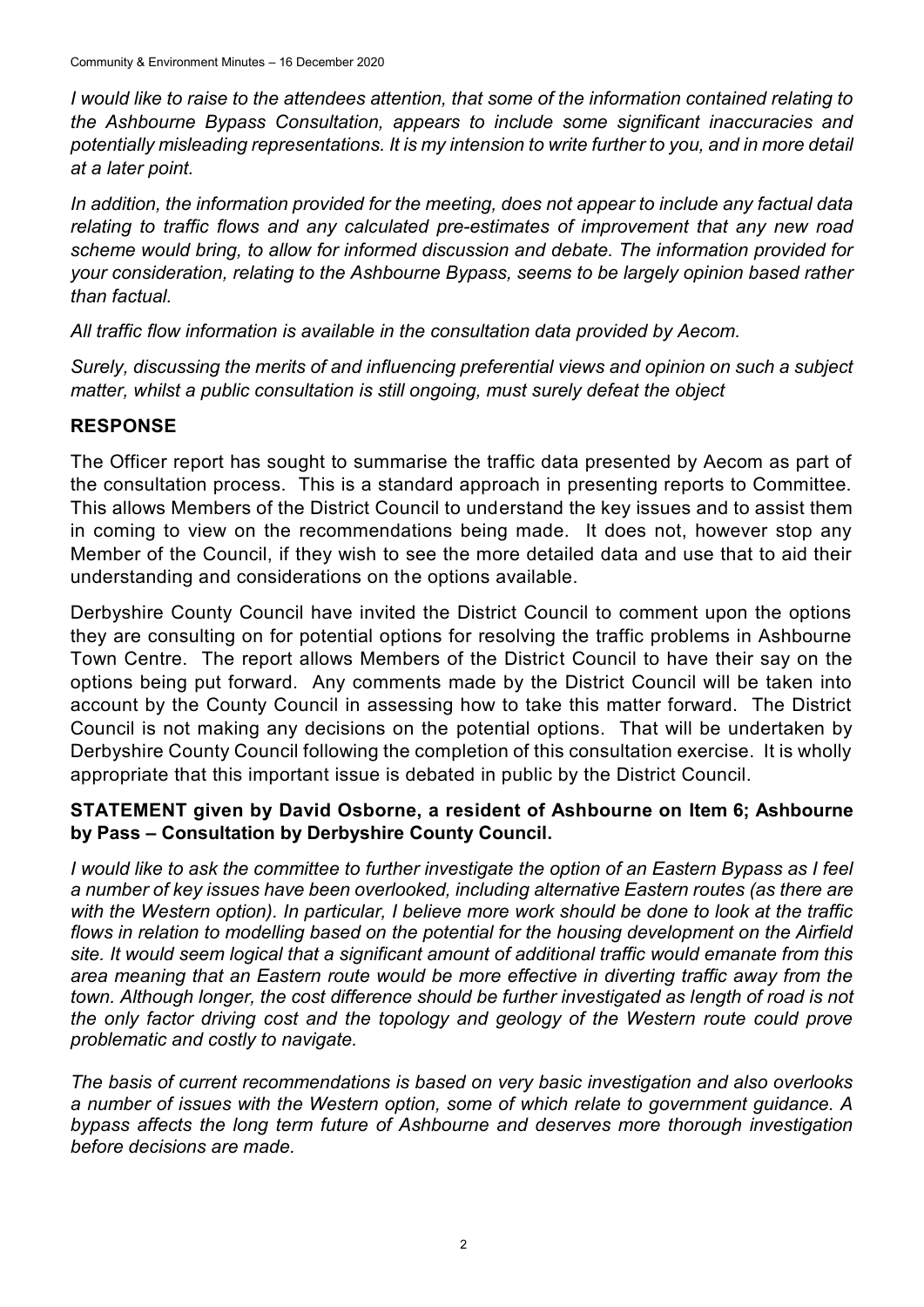*I would like to raise to the attendees attention, that some of the information contained relating to the Ashbourne Bypass Consultation, appears to include some significant inaccuracies and potentially misleading representations. It is my intension to write further to you, and in more detail at a later point.*

*In addition, the information provided for the meeting, does not appear to include any factual data relating to traffic flows and any calculated pre-estimates of improvement that any new road scheme would bring, to allow for informed discussion and debate. The information provided for your consideration, relating to the Ashbourne Bypass, seems to be largely opinion based rather than factual.*

*All traffic flow information is available in the consultation data provided by Aecom.*

*Surely, discussing the merits of and influencing preferential views and opinion on such a subject matter, whilst a public consultation is still ongoing, must surely defeat the object*

## RESPONSE

The Officer report has sought to summarise the traffic data presented by Aecom as part of the consultation process. This is a standard approach in presenting reports to Committee. This allows Members of the District Council to understand the key issues and to assist them in coming to view on the recommendations being made. It does not, however stop any Member of the Council, if they wish to see the more detailed data and use that to aid their understanding and considerations on the options available.

Derbyshire County Council have invited the District Council to comment upon the options they are consulting on for potential options for resolving the traffic problems in Ashbourne Town Centre. The report allows Members of the District Council to have their say on the options being put forward. Any comments made by the District Council will be taken into account by the County Council in assessing how to take this matter forward. The District Council is not making any decisions on the potential options. That will be undertaken by Derbyshire County Council following the completion of this consultation exercise. It is wholly appropriate that this important issue is debated in public by the District Council.

## STATEMENT given by David Osborne, a resident of Ashbourne on Item 6; Ashbourne by Pass – Consultation by Derbyshire County Council.

*I would like to ask the committee to further investigate the option of an Eastern Bypass as I feel a number of key issues have been overlooked, including alternative Eastern routes (as there are with the Western option). In particular, I believe more work should be done to look at the traffic flows in relation to modelling based on the potential for the housing development on the Airfield site. It would seem logical that a significant amount of additional traffic would emanate from this area meaning that an Eastern route would be more effective in diverting traffic away from the town. Although longer, the cost difference should be further investigated as length of road is not the only factor driving cost and the topology and geology of the Western route could prove problematic and costly to navigate.*

*The basis of current recommendations is based on very basic investigation and also overlooks a number of issues with the Western option, some of which relate to government guidance. A bypass affects the long term future of Ashbourne and deserves more thorough investigation before decisions are made.*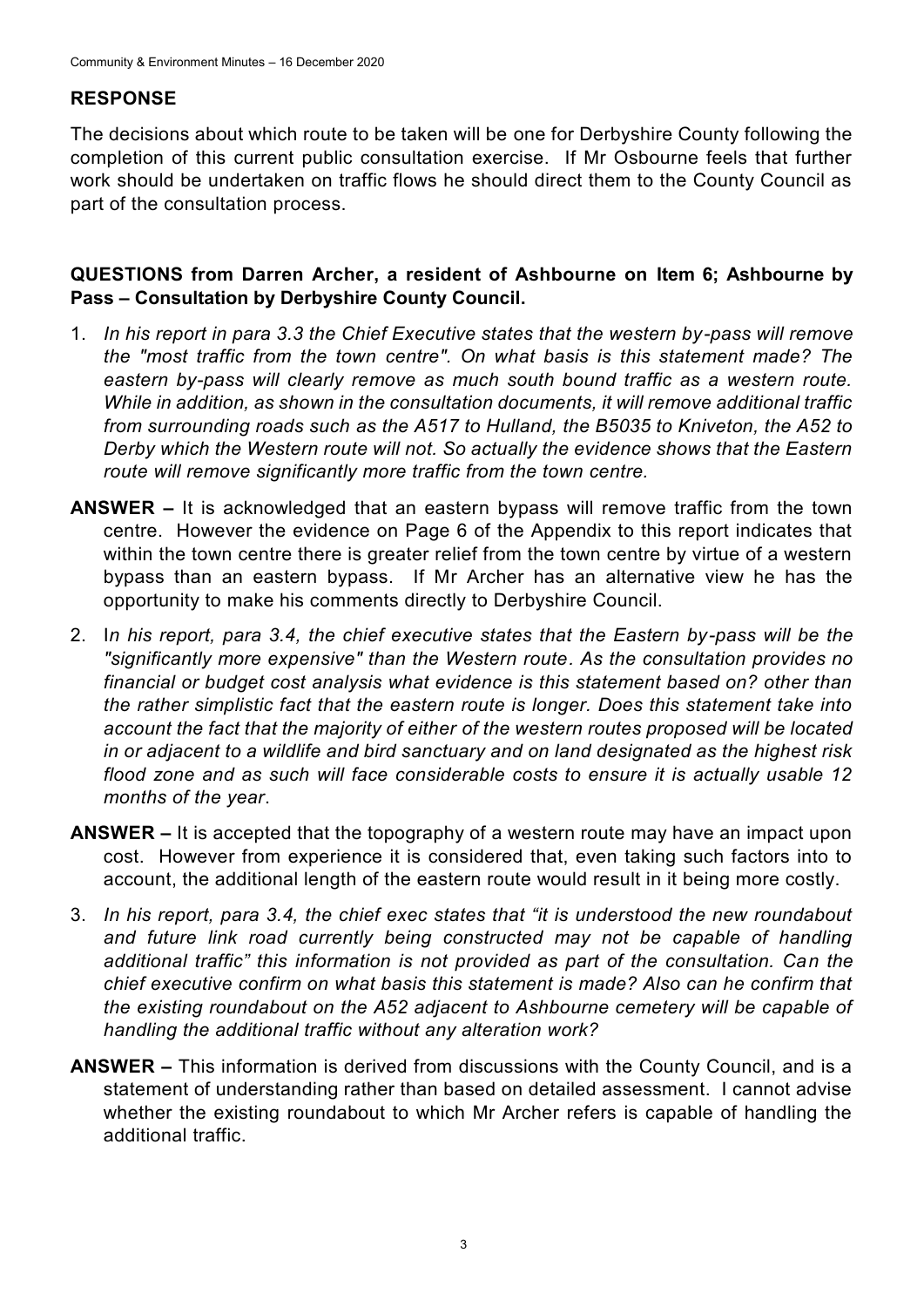## RESPONSE

The decisions about which route to be taken will be one for Derbyshire County following the completion of this current public consultation exercise. If Mr Osbourne feels that further work should be undertaken on traffic flows he should direct them to the County Council as part of the consultation process.

### QUESTIONS from Darren Archer, a resident of Ashbourne on Item 6; Ashbourne by Pass – Consultation by Derbyshire County Council.

1. *In his report in para 3.3 the Chief Executive states that the western by-pass will remove the "most traffic from the town centre". On what basis is this statement made? The eastern by-pass will clearly remove as much south bound traffic as a western route. While in addition, as shown in the consultation documents, it will remove additional traffic from surrounding roads such as the A517 to Hulland, the B5035 to Kniveton, the A52 to Derby which the Western route will not. So actually the evidence shows that the Eastern route will remove significantly more traffic from the town centre.*

**ANSWER –** It is acknowledged that an eastern bypass will remove traffic from the town centre. However the evidence on Page 6 of the Appendix to this report indicates that within the town centre there is greater relief from the town centre by virtue of a western bypass than an eastern bypass. If Mr Archer has an alternative view he has the opportunity to make his comments directly to Derbyshire Council.

2. I*n his report, para 3.4, the chief executive states that the Eastern by-pass will be the "significantly more expensive" than the Western route. As the consultation provides no financial or budget cost analysis what evidence is this statement based on? other than the rather simplistic fact that the eastern route is longer. Does this statement take into account the fact that the majority of either of the western routes proposed will be located in or adjacent to a wildlife and bird sanctuary and on land designated as the highest risk flood zone and as such will face considerable costs to ensure it is actually usable 12 months of the year*.

**ANSWER –** It is accepted that the topography of a western route may have an impact upon cost. However from experience it is considered that, even taking such factors into to account, the additional length of the eastern route would result in it being more costly.

3. *In his report, para 3.4, the chief exec states that "it is understood the new roundabout and future link road currently being constructed may not be capable of handling additional traffic" this information is not provided as part of the consultation. Can the chief executive confirm on what basis this statement is made? Also can he confirm that the existing roundabout on the A52 adjacent to Ashbourne cemetery will be capable of handling the additional traffic without any alteration work?*

**ANSWER –** This information is derived from discussions with the County Council, and is a statement of understanding rather than based on detailed assessment. I cannot advise whether the existing roundabout to which Mr Archer refers is capable of handling the additional traffic.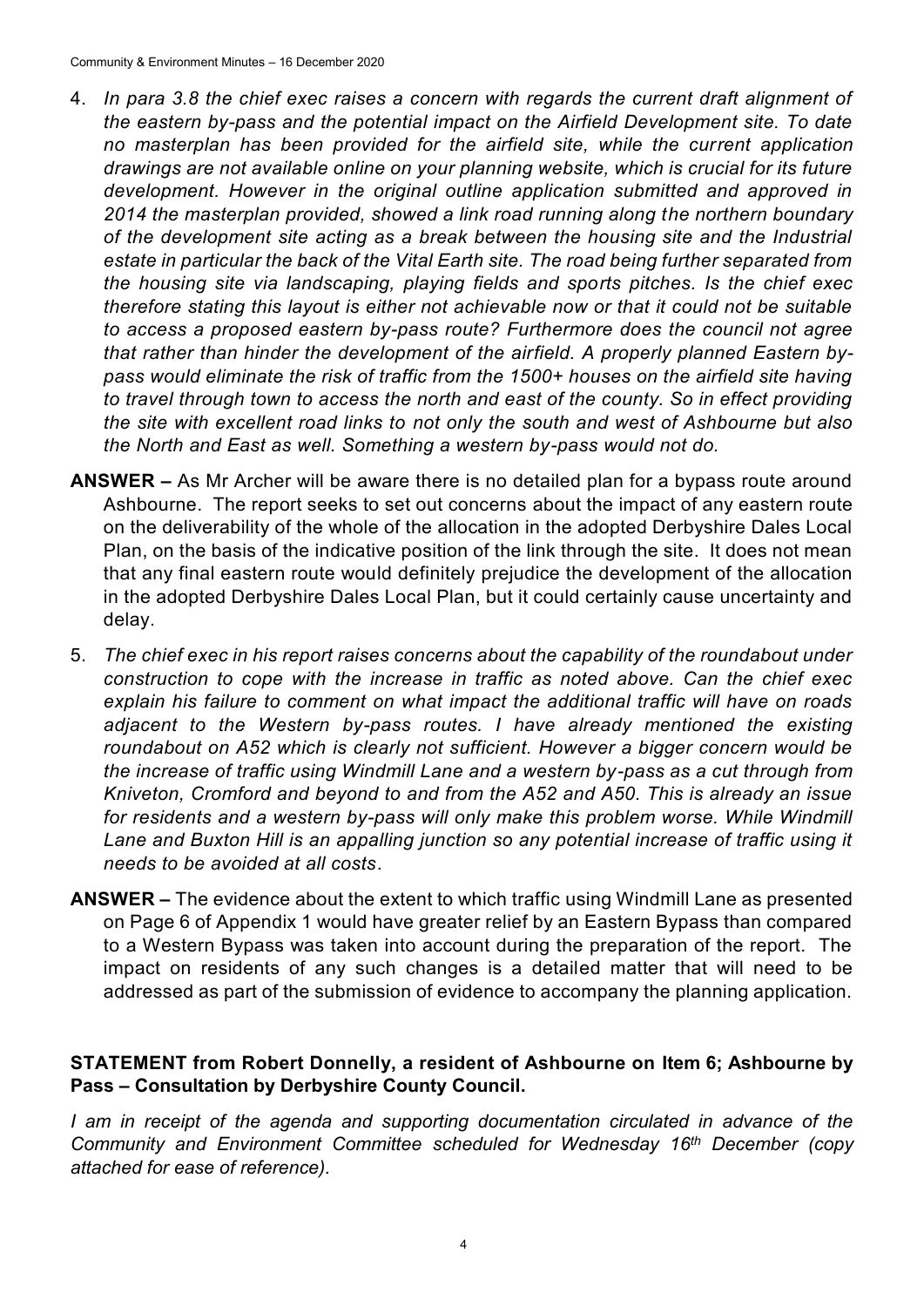4. *In para 3.8 the chief exec raises a concern with regards the current draft alignment of the eastern by-pass and the potential impact on the Airfield Development site. To date no masterplan has been provided for the airfield site, while the current application drawings are not available online on your planning website, which is crucial for its future development. However in the original outline application submitted and approved in 2014 the masterplan provided, showed a link road running along the northern boundary of the development site acting as a break between the housing site and the Industrial estate in particular the back of the Vital Earth site. The road being further separated from the housing site via landscaping, playing fields and sports pitches. Is the chief exec therefore stating this layout is either not achievable now or that it could not be suitable to access a proposed eastern by-pass route? Furthermore does the council not agree that rather than hinder the development of the airfield. A properly planned Eastern by-pass would eliminate the risk of traffic from the 1500+ houses on the airfield site having to travel through town to access the north and east of the county. So in effect providing the site with excellent road links to not only the south and west of Ashbourne but also the North and East as well. Something a western by-pass would not do.*

**ANSWER –** As Mr Archer will be aware there is no detailed plan for a bypass route around Ashbourne. The report seeks to set out concerns about the impact of any eastern route on the deliverability of the whole of the allocation in the adopted Derbyshire Dales Local Plan, on the basis of the indicative position of the link through the site. It does not mean that any final eastern route would definitely prejudice the development of the allocation in the adopted Derbyshire Dales Local Plan, but it could certainly cause uncertainty and delay.

5. *The chief exec in his report raises concerns about the capability of the roundabout under construction to cope with the increase in traffic as noted above. Can the chief exec explain his failure to comment on what impact the additional traffic will have on roads adjacent to the Western by-pass routes. I have already mentioned the existing roundabout on A52 which is clearly not sufficient. However a bigger concern would be the increase of traffic using Windmill Lane and a western by-pass as a cut through from Kniveton, Cromford and beyond to and from the A52 and A50. This is already an issue for residents and a western by-pass will only make this problem worse. While Windmill Lane and Buxton Hill is an appalling junction so any potential increase of traffic using it needs to be avoided at all costs*.

**ANSWER –** The evidence about the extent to which traffic using Windmill Lane as presented on Page 6 of Appendix 1 would have greater relief by an Eastern Bypass than compared to a Western Bypass was taken into account during the preparation of the report. The impact on residents of any such changes is a detailed matter that will need to be addressed as part of the submission of evidence to accompany the planning application.

**STATEMENT from Robert Donnelly, a resident of Ashbourne on Item 6; Ashbourne by Pass – Consultation by Derbyshire County Council.**

*I am in receipt of the agenda and supporting documentation circulated in advance of the Community and Environment Committee scheduled for Wednesday 16th December (copy attached for ease of reference).*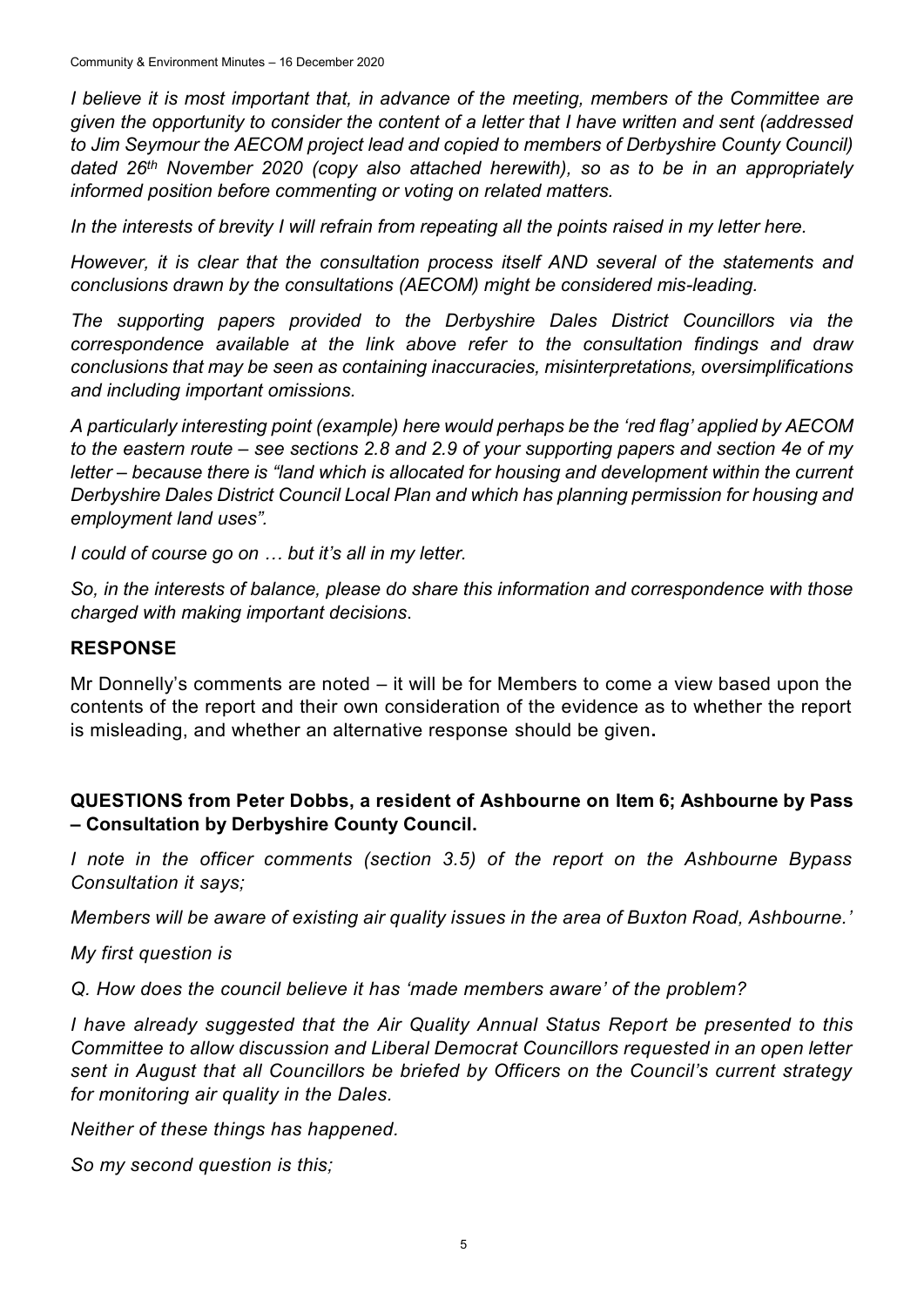*I believe it is most important that, in advance of the meeting, members of the Committee are given the opportunity to consider the content of a letter that I have written and sent (addressed to Jim Seymour the AECOM project lead and copied to members of Derbyshire County Council) dated 26th November 2020 (copy also attached herewith), so as to be in an appropriately informed position before commenting or voting on related matters.*

*In the interests of brevity I will refrain from repeating all the points raised in my letter here.*

*However, it is clear that the consultation process itself AND several of the statements and conclusions drawn by the consultations (AECOM) might be considered mis-leading.*

*The supporting papers provided to the Derbyshire Dales District Councillors via the correspondence available at the link above refer to the consultation findings and draw conclusions that may be seen as containing inaccuracies, misinterpretations, oversimplifications and including important omissions.*

*A particularly interesting point (example) here would perhaps be the 'red flag' applied by AECOM to the eastern route – see sections 2.8 and 2.9 of your supporting papers and section 4e of my letter – because there is "land which is allocated for housing and development within the current Derbyshire Dales District Council Local Plan and which has planning permission for housing and employment land uses".*

*I could of course go on … but it's all in my letter.*

*So, in the interests of balance, please do share this information and correspondence with those charged with making important decisions.*

## RESPONSE

Mr Donnelly's comments are noted – it will be for Members to come a view based upon the contents of the report and their own consideration of the evidence as to whether the report is misleading, and whether an alternative response should be given.

### QUESTIONS from Peter Dobbs, a resident of Ashbourne on Item 6; Ashbourne by Pass – Consultation by Derbyshire County Council.

*I note in the officer comments (section 3.5) of the report on the Ashbourne Bypass Consultation it says;*

*Members will be aware of existing air quality issues in the area of Buxton Road, Ashbourne.'*

*My first question is*

*Q. How does the council believe it has 'made members aware' of the problem?*

*I have already suggested that the Air Quality Annual Status Report be presented to this Committee to allow discussion and Liberal Democrat Councillors requested in an open letter sent in August that all Councillors be briefed by Officers on the Council's current strategy for monitoring air quality in the Dales.*

*Neither of these things has happened.*

*So my second question is this;*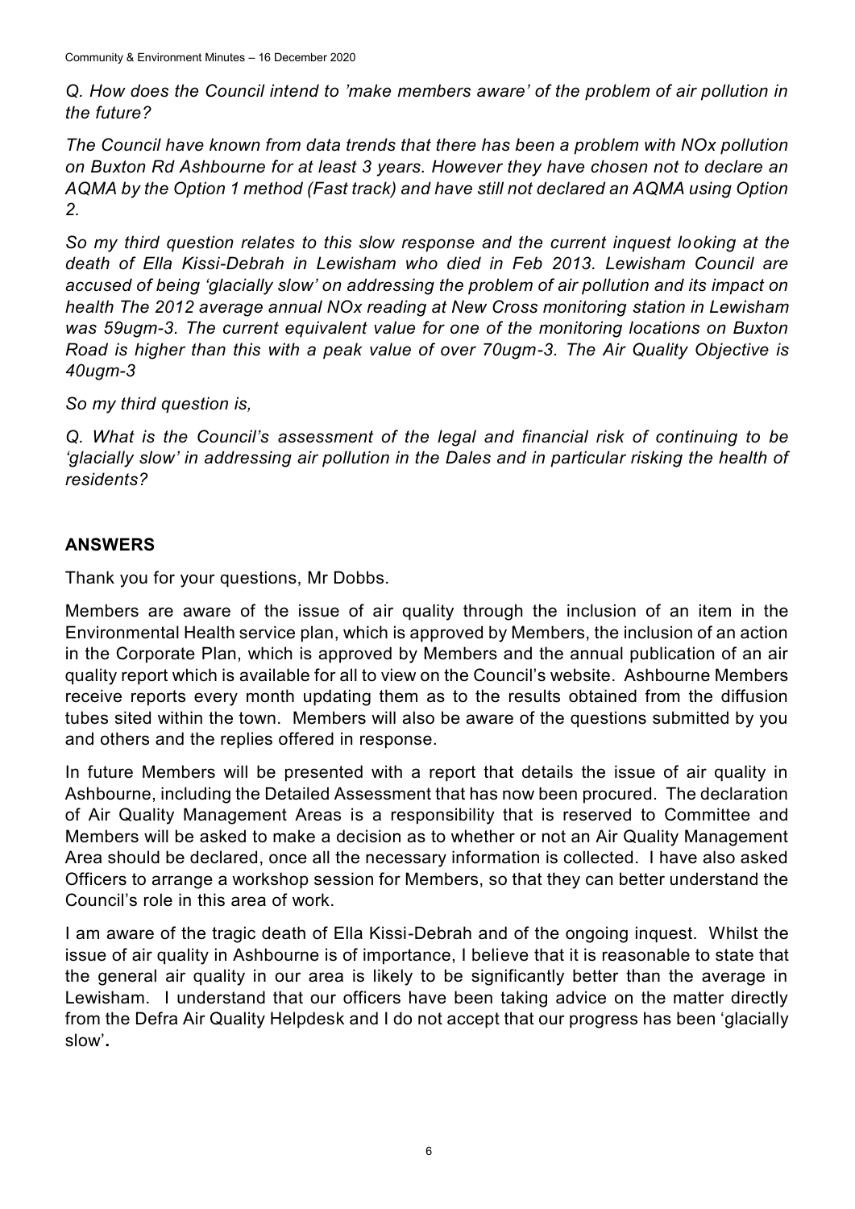*Q. How does the Council intend to 'make members aware' of the problem of air pollution in the future?*

*The Council have known from data trends that there has been a problem with NOx pollution on Buxton Rd Ashbourne for at least 3 years. However they have chosen not to declare an AQMA by the Option 1 method (Fast track) and have still not declared an AQMA using Option 2.*

*So my third question relates to this slow response and the current inquest looking at the death of Ella Kissi-Debrah in Lewisham who died in Feb 2013. Lewisham Council are accused of being 'glacially slow' on addressing the problem of air pollution and its impact on health The 2012 average annual NOx reading at New Cross monitoring station in Lewisham was 59ugm-3. The current equivalent value for one of the monitoring locations on Buxton Road is higher than this with a peak value of over 70ugm-3. The Air Quality Objective is 40ugm-3*

*So my third question is,*

*Q. What is the Council's assessment of the legal and financial risk of continuing to be 'glacially slow' in addressing air pollution in the Dales and in particular risking the health of residents?*

## ANSWERS

Thank you for your questions, Mr Dobbs.

Members are aware of the issue of air quality through the inclusion of an item in the Environmental Health service plan, which is approved by Members, the inclusion of an action in the Corporate Plan, which is approved by Members and the annual publication of an air quality report which is available for all to view on the Council's website. Ashbourne Members receive reports every month updating them as to the results obtained from the diffusion tubes sited within the town. Members will also be aware of the questions submitted by you and others and the replies offered in response.

In future Members will be presented with a report that details the issue of air quality in Ashbourne, including the Detailed Assessment that has now been procured. The declaration of Air Quality Management Areas is a responsibility that is reserved to Committee and Members will be asked to make a decision as to whether or not an Air Quality Management Area should be declared, once all the necessary information is collected. I have also asked Officers to arrange a workshop session for Members, so that they can better understand the Council's role in this area of work.

I am aware of the tragic death of Ella Kissi-Debrah and of the ongoing inquest. Whilst the issue of air quality in Ashbourne is of importance, I believe that it is reasonable to state that the general air quality in our area is likely to be significantly better than the average in Lewisham. I understand that our officers have been taking advice on the matter directly from the Defra Air Quality Helpdesk and I do not accept that our progress has been 'glacially slow'**.**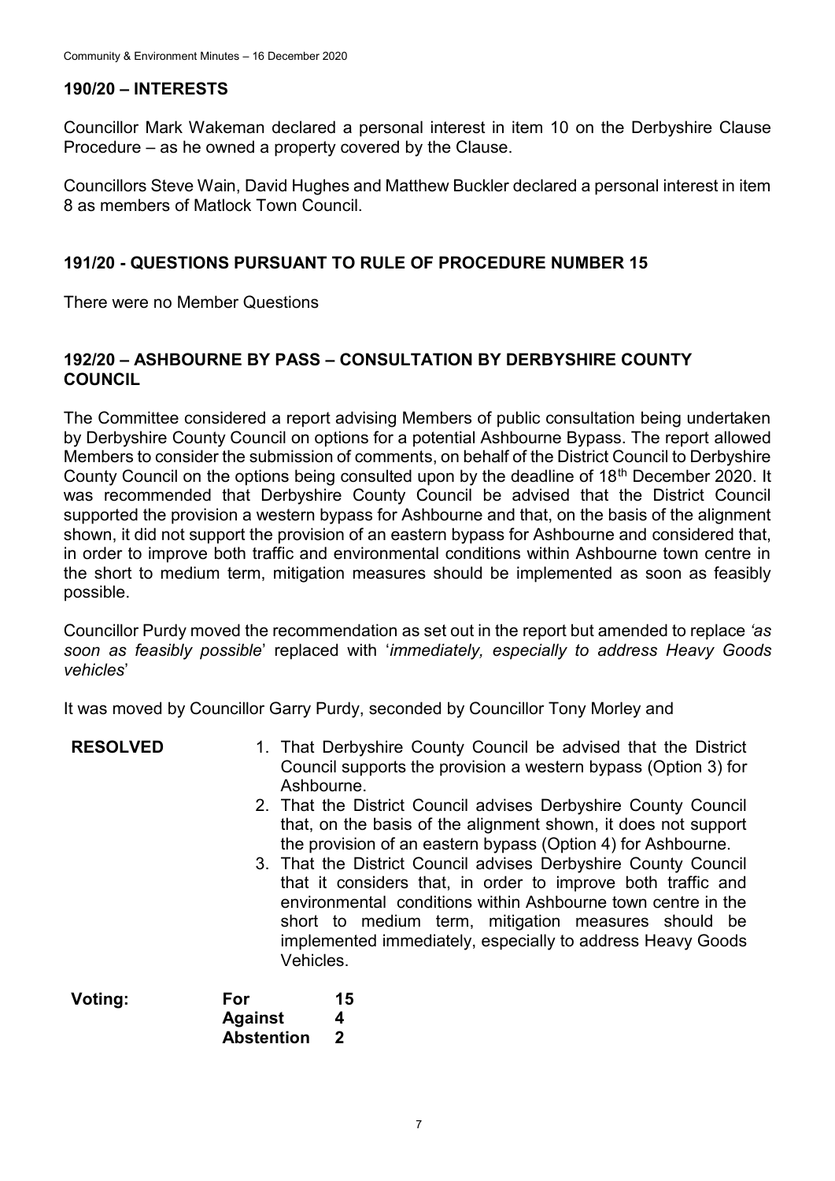## 190/20 – INTERESTS

Councillor Mark Wakeman declared a personal interest in item 10 on the Derbyshire Clause Procedure – as he owned a property covered by the Clause.

Councillors Steve Wain, David Hughes and Matthew Buckler declared a personal interest in item 8 as members of Matlock Town Council.

## 191/20 - QUESTIONS PURSUANT TO RULE OF PROCEDURE NUMBER 15

There were no Member Questions

## 192/20 – ASHBOURNE BY PASS – CONSULTATION BY DERBYSHIRE COUNTY COUNCIL

The Committee considered a report advising Members of public consultation being undertaken by Derbyshire County Council on options for a potential Ashbourne Bypass. The report allowed Members to consider the submission of comments, on behalf of the District Council to Derbyshire County Council on the options being consulted upon by the deadline of 18th December 2020. It was recommended that Derbyshire County Council be advised that the District Council supported the provision a western bypass for Ashbourne and that, on the basis of the alignment shown, it did not support the provision of an eastern bypass for Ashbourne and considered that, in order to improve both traffic and environmental conditions within Ashbourne town centre in the short to medium term, mitigation measures should be implemented as soon as feasibly possible.

Councillor Purdy moved the recommendation as set out in the report but amended to replace *'as soon as feasibly possible*' replaced with '*immediately, especially to address Heavy Goods vehicles*'

It was moved by Councillor Garry Purdy, seconded by Councillor Tony Morley and

**RESOLVED**

1. That Derbyshire County Council be advised that the District Council supports the provision a western bypass (Option 3) for Ashbourne.
2. That the District Council advises Derbyshire County Council that, on the basis of the alignment shown, it does not support the provision of an eastern bypass (Option 4) for Ashbourne.
3. That the District Council advises Derbyshire County Council that it considers that, in order to improve both traffic and environmental conditions within Ashbourne town centre in the short to medium term, mitigation measures should be implemented immediately, especially to address Heavy Goods Vehicles.

**Voting:**

| | |
|---|---|
| **For** | **15** |
| **Against** | **4** |
| **Abstention** | **2** |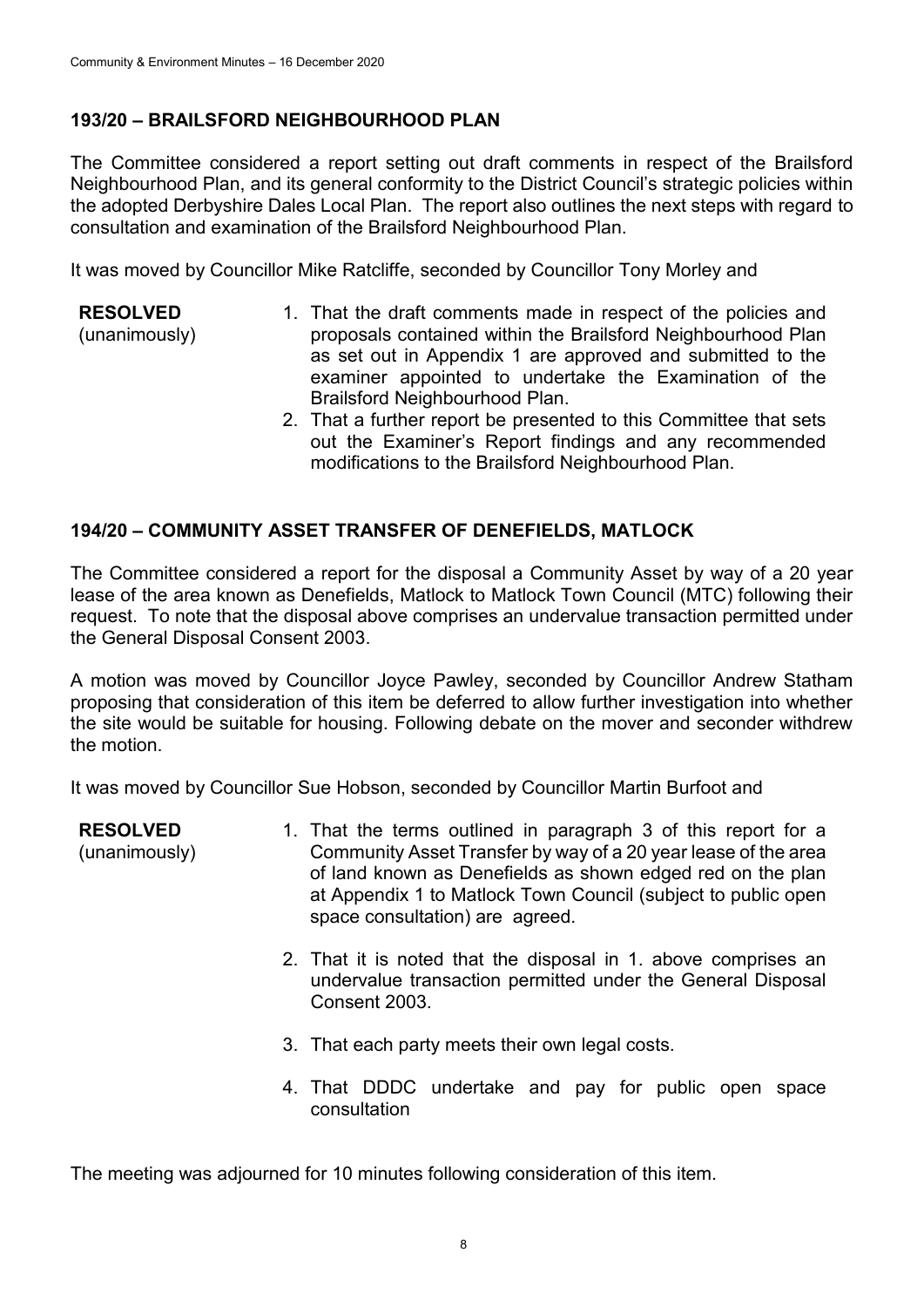## 193/20 – BRAILSFORD NEIGHBOURHOOD PLAN

The Committee considered a report setting out draft comments in respect of the Brailsford Neighbourhood Plan, and its general conformity to the District Council's strategic policies within the adopted Derbyshire Dales Local Plan. The report also outlines the next steps with regard to consultation and examination of the Brailsford Neighbourhood Plan.

It was moved by Councillor Mike Ratcliffe, seconded by Councillor Tony Morley and

**RESOLVED** (unanimously)

1. That the draft comments made in respect of the policies and proposals contained within the Brailsford Neighbourhood Plan as set out in Appendix 1 are approved and submitted to the examiner appointed to undertake the Examination of the Brailsford Neighbourhood Plan.
2. That a further report be presented to this Committee that sets out the Examiner's Report findings and any recommended modifications to the Brailsford Neighbourhood Plan.

## 194/20 – COMMUNITY ASSET TRANSFER OF DENEFIELDS, MATLOCK

The Committee considered a report for the disposal a Community Asset by way of a 20 year lease of the area known as Denefields, Matlock to Matlock Town Council (MTC) following their request. To note that the disposal above comprises an undervalue transaction permitted under the General Disposal Consent 2003.

A motion was moved by Councillor Joyce Pawley, seconded by Councillor Andrew Statham proposing that consideration of this item be deferred to allow further investigation into whether the site would be suitable for housing. Following debate on the mover and seconder withdrew the motion.

It was moved by Councillor Sue Hobson, seconded by Councillor Martin Burfoot and

**RESOLVED** (unanimously)

1. That the terms outlined in paragraph 3 of this report for a Community Asset Transfer by way of a 20 year lease of the area of land known as Denefields as shown edged red on the plan at Appendix 1 to Matlock Town Council (subject to public open space consultation) are agreed.

2. That it is noted that the disposal in 1. above comprises an undervalue transaction permitted under the General Disposal Consent 2003.

3. That each party meets their own legal costs.

4. That DDDC undertake and pay for public open space consultation

The meeting was adjourned for 10 minutes following consideration of this item.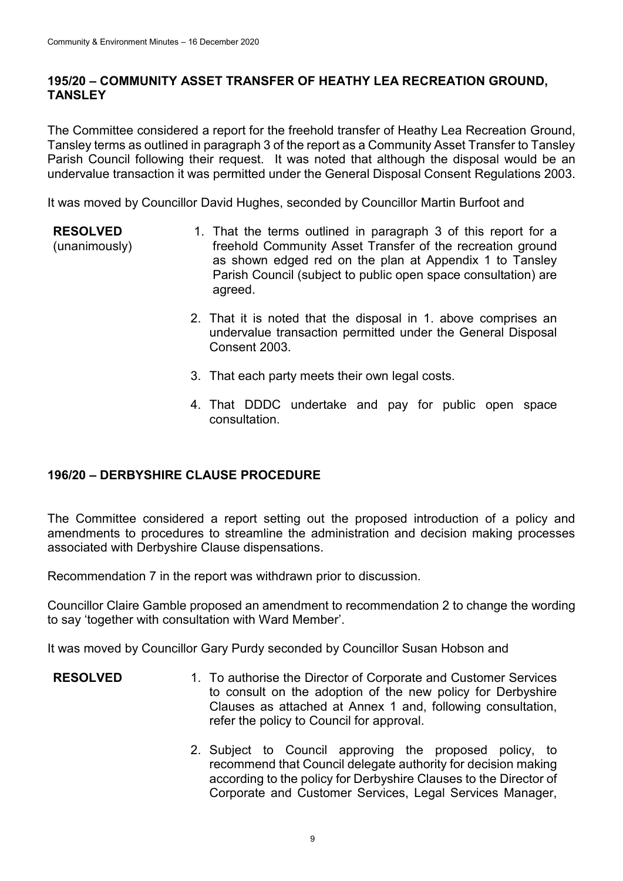## 195/20 – COMMUNITY ASSET TRANSFER OF HEATHY LEA RECREATION GROUND, TANSLEY

The Committee considered a report for the freehold transfer of Heathy Lea Recreation Ground, Tansley terms as outlined in paragraph 3 of the report as a Community Asset Transfer to Tansley Parish Council following their request. It was noted that although the disposal would be an undervalue transaction it was permitted under the General Disposal Consent Regulations 2003.

It was moved by Councillor David Hughes, seconded by Councillor Martin Burfoot and

**RESOLVED** (unanimously)

1. That the terms outlined in paragraph 3 of this report for a freehold Community Asset Transfer of the recreation ground as shown edged red on the plan at Appendix 1 to Tansley Parish Council (subject to public open space consultation) are agreed.
2. That it is noted that the disposal in 1. above comprises an undervalue transaction permitted under the General Disposal Consent 2003.
3. That each party meets their own legal costs.
4. That DDDC undertake and pay for public open space consultation.

## 196/20 – DERBYSHIRE CLAUSE PROCEDURE

The Committee considered a report setting out the proposed introduction of a policy and amendments to procedures to streamline the administration and decision making processes associated with Derbyshire Clause dispensations.

Recommendation 7 in the report was withdrawn prior to discussion.

Councillor Claire Gamble proposed an amendment to recommendation 2 to change the wording to say 'together with consultation with Ward Member'.

It was moved by Councillor Gary Purdy seconded by Councillor Susan Hobson and

**RESOLVED**

1. To authorise the Director of Corporate and Customer Services to consult on the adoption of the new policy for Derbyshire Clauses as attached at Annex 1 and, following consultation, refer the policy to Council for approval.
2. Subject to Council approving the proposed policy, to recommend that Council delegate authority for decision making according to the policy for Derbyshire Clauses to the Director of Corporate and Customer Services, Legal Services Manager,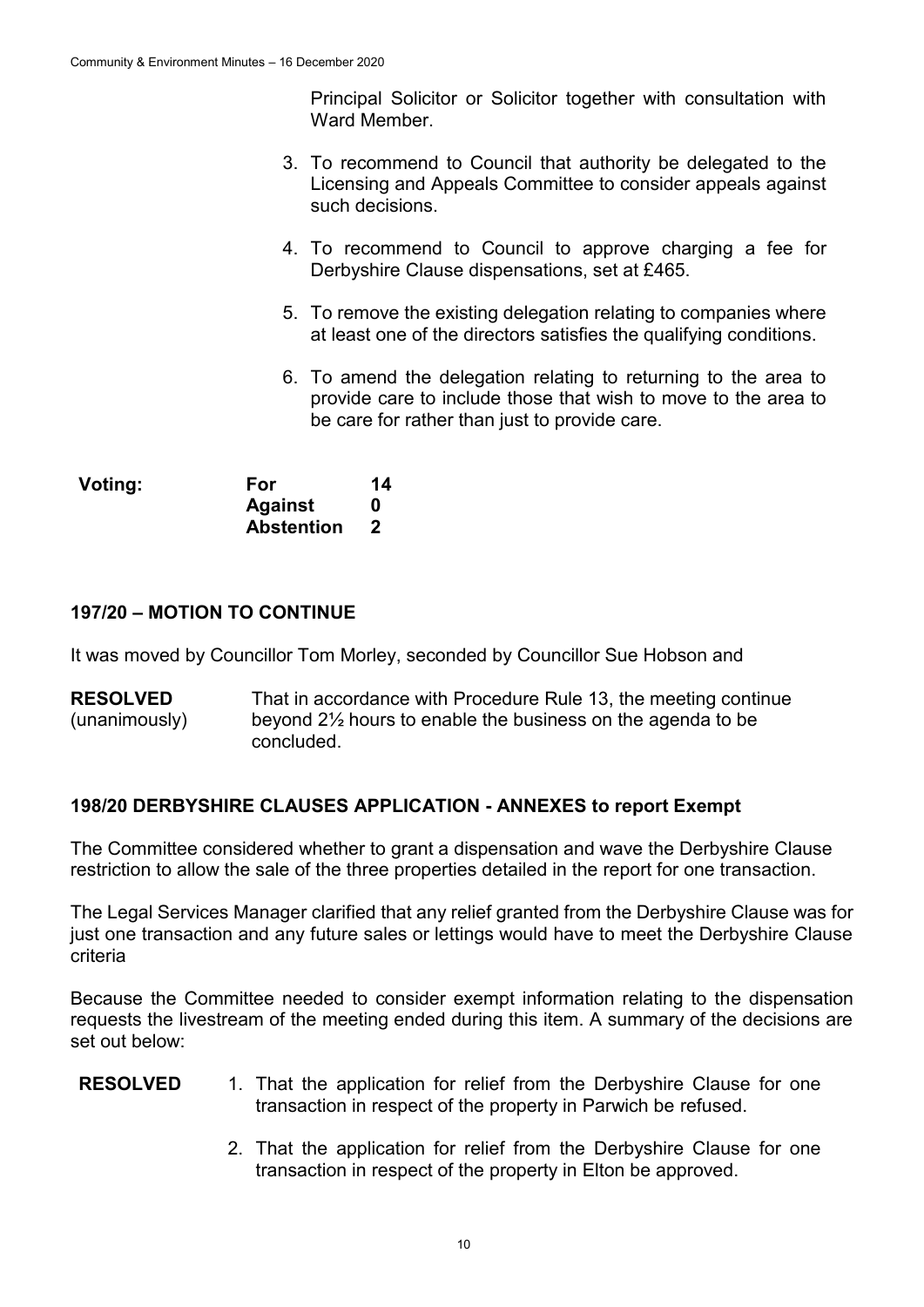Principal Solicitor or Solicitor together with consultation with Ward Member.

3. To recommend to Council that authority be delegated to the Licensing and Appeals Committee to consider appeals against such decisions.

4. To recommend to Council to approve charging a fee for Derbyshire Clause dispensations, set at £465.

5. To remove the existing delegation relating to companies where at least one of the directors satisfies the qualifying conditions.

6. To amend the delegation relating to returning to the area to provide care to include those that wish to move to the area to be care for rather than just to provide care.

| **Voting:** | **For** | **14** |
|---|---|---|
| | **Against** | **0** |
| | **Abstention** | **2** |

## 197/20 – MOTION TO CONTINUE

It was moved by Councillor Tom Morley, seconded by Councillor Sue Hobson and

**RESOLVED** (unanimously) That in accordance with Procedure Rule 13, the meeting continue beyond 2½ hours to enable the business on the agenda to be concluded.

## 198/20 DERBYSHIRE CLAUSES APPLICATION - ANNEXES to report Exempt

The Committee considered whether to grant a dispensation and wave the Derbyshire Clause restriction to allow the sale of the three properties detailed in the report for one transaction.

The Legal Services Manager clarified that any relief granted from the Derbyshire Clause was for just one transaction and any future sales or lettings would have to meet the Derbyshire Clause criteria

Because the Committee needed to consider exempt information relating to the dispensation requests the livestream of the meeting ended during this item. A summary of the decisions are set out below:

**RESOLVED**

1. That the application for relief from the Derbyshire Clause for one transaction in respect of the property in Parwich be refused.

2. That the application for relief from the Derbyshire Clause for one transaction in respect of the property in Elton be approved.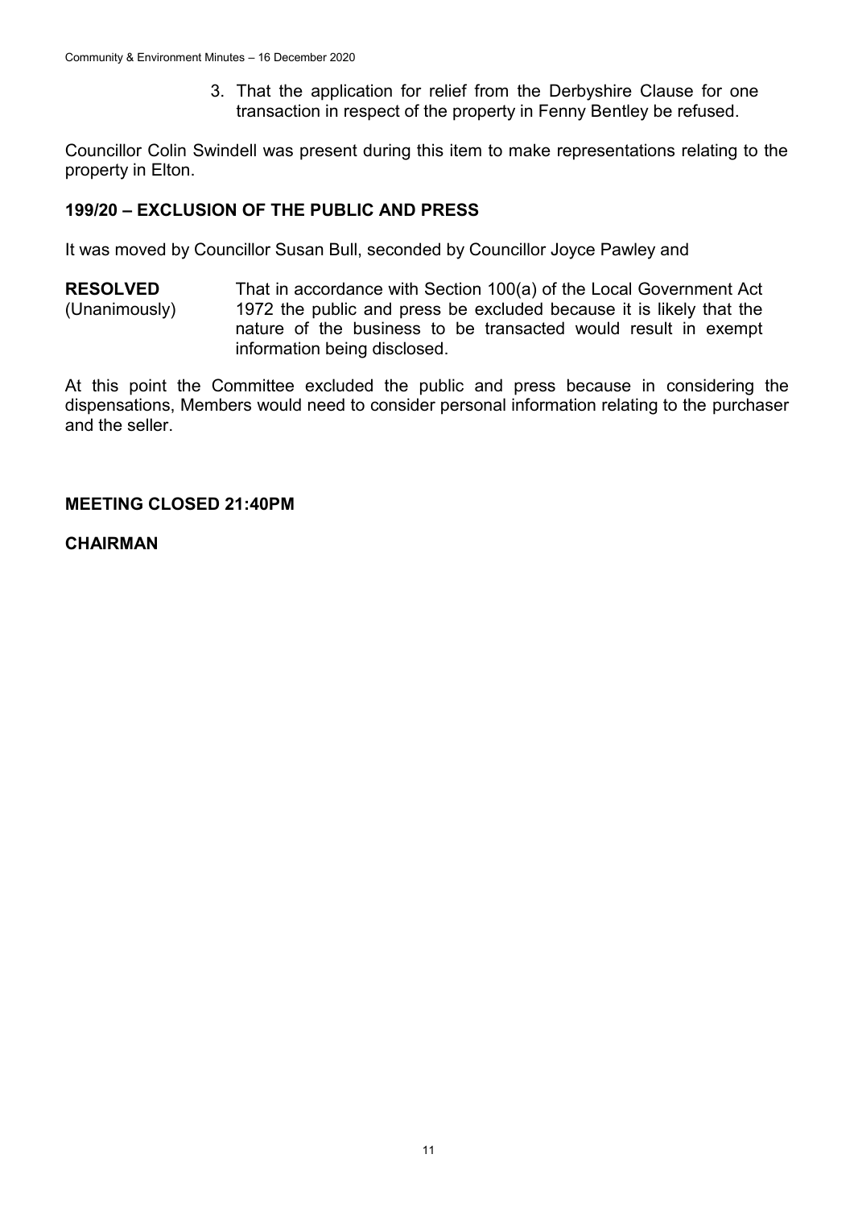3. That the application for relief from the Derbyshire Clause for one transaction in respect of the property in Fenny Bentley be refused.

Councillor Colin Swindell was present during this item to make representations relating to the property in Elton.

## 199/20 – EXCLUSION OF THE PUBLIC AND PRESS

It was moved by Councillor Susan Bull, seconded by Councillor Joyce Pawley and

**RESOLVED** (Unanimously) That in accordance with Section 100(a) of the Local Government Act 1972 the public and press be excluded because it is likely that the nature of the business to be transacted would result in exempt information being disclosed.

At this point the Committee excluded the public and press because in considering the dispensations, Members would need to consider personal information relating to the purchaser and the seller.

**MEETING CLOSED 21:40PM**

**CHAIRMAN**